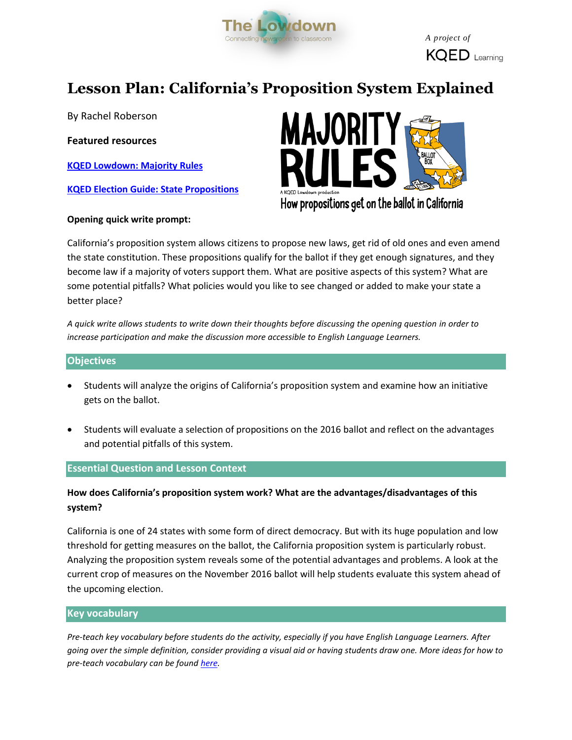# Lesson Plan: California's Proposition System Explained

By Rachel Roberson

**Featured resources**

**KQED Lowdown: Majority Rules**

**KQED Election Guide: State Propositions**

**Opening quick write prompt:**

California's proposition system allows citizens to propose new laws, get rid of old ones and even amend the state constitution. These propositions qualify for the ballot if they get enough signatures, and they become law if a majority of voters support them. What are positive aspects of this system? What are some potential pitfalls? What policies would you like to see changed or added to make your state a better place?

*A quick write allows students to write down their thoughts before discussing the opening question in order to increase participation and make the discussion more accessible to English Language Learners.*

## Objectives

- Students will analyze the origins of California's proposition system and examine how an initiative gets on the ballot.
- Students will evaluate a selection of propositions on the 2016 ballot and reflect on the advantages and potential pitfalls of this system.

## Essential Question and Lesson Context

**How does California's proposition system work? What are the advantages/disadvantages of this system?**

California is one of 24 states with some form of direct democracy. But with its huge population and low threshold for getting measures on the ballot, the California proposition system is particularly robust. Analyzing the proposition system reveals some of the potential advantages and problems. A look at the current crop of measures on the November 2016 ballot will help students evaluate this system ahead of the upcoming election.

## Key vocabulary

*Pre-teach key vocabulary before students do the activity, especially if you have English Language Learners. After going over the simple definition, consider providing a visual aid or having students draw one. More ideas for how to pre-teach vocabulary can be found here.*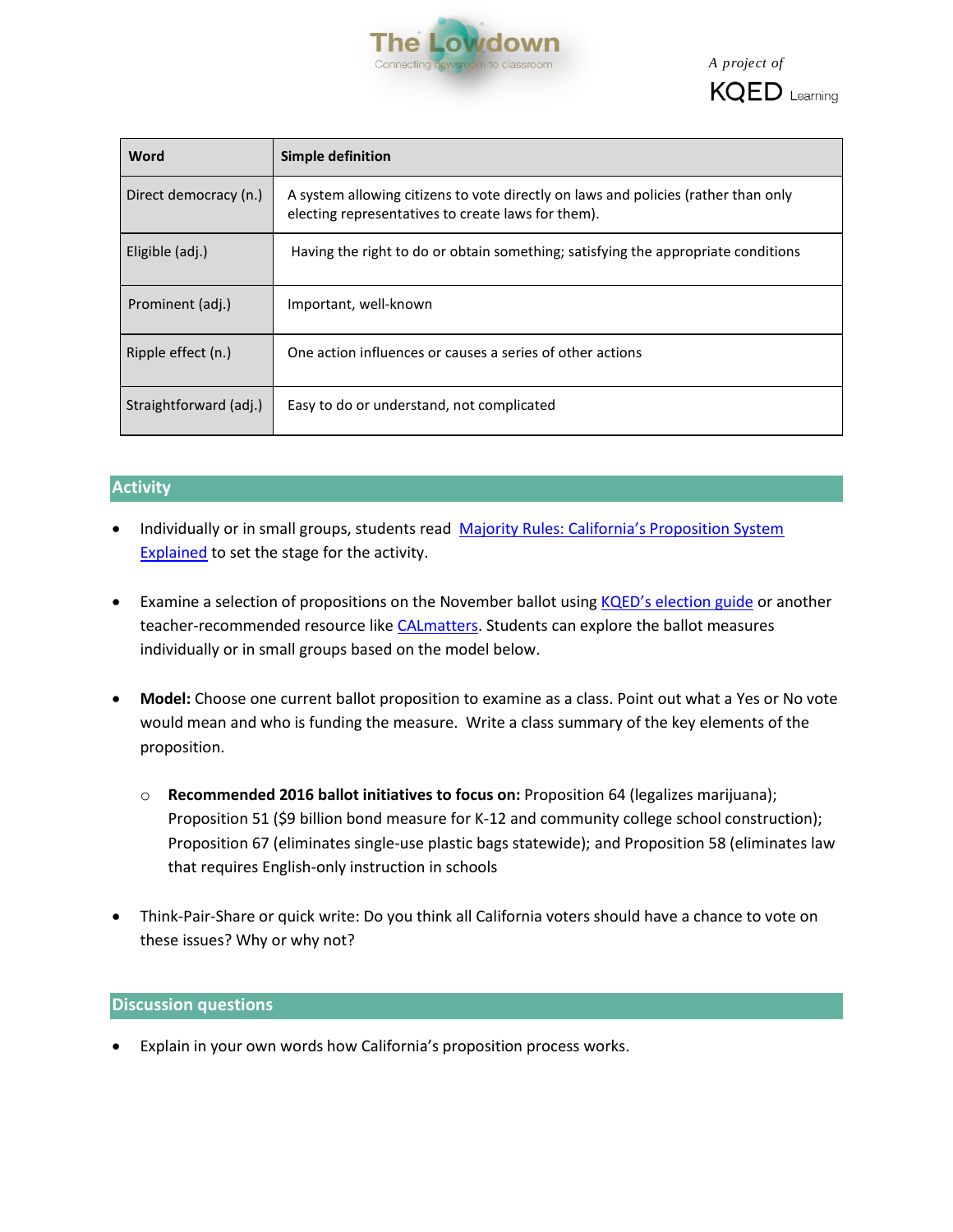| Word | Simple definition |
|---|---|
| Direct democracy (n.) | A system allowing citizens to vote directly on laws and policies (rather than only electing representatives to create laws for them). |
| Eligible (adj.) | Having the right to do or obtain something; satisfying the appropriate conditions |
| Prominent (adj.) | Important, well-known |
| Ripple effect (n.) | One action influences or causes a series of other actions |
| Straightforward (adj.) | Easy to do or understand, not complicated |

## Activity

- Individually or in small groups, students read [Majority Rules: California's Proposition System Explained](#) to set the stage for the activity.

- Examine a selection of propositions on the November ballot using [KQED's election guide](#) or another teacher-recommended resource like [CALmatters](#). Students can explore the ballot measures individually or in small groups based on the model below.

- **Model:** Choose one current ballot proposition to examine as a class. Point out what a Yes or No vote would mean and who is funding the measure. Write a class summary of the key elements of the proposition.

  - **Recommended 2016 ballot initiatives to focus on:** Proposition 64 (legalizes marijuana); Proposition 51 ($9 billion bond measure for K-12 and community college school construction); Proposition 67 (eliminates single-use plastic bags statewide); and Proposition 58 (eliminates law that requires English-only instruction in schools

- Think-Pair-Share or quick write: Do you think all California voters should have a chance to vote on these issues? Why or why not?

## Discussion questions

- Explain in your own words how California's proposition process works.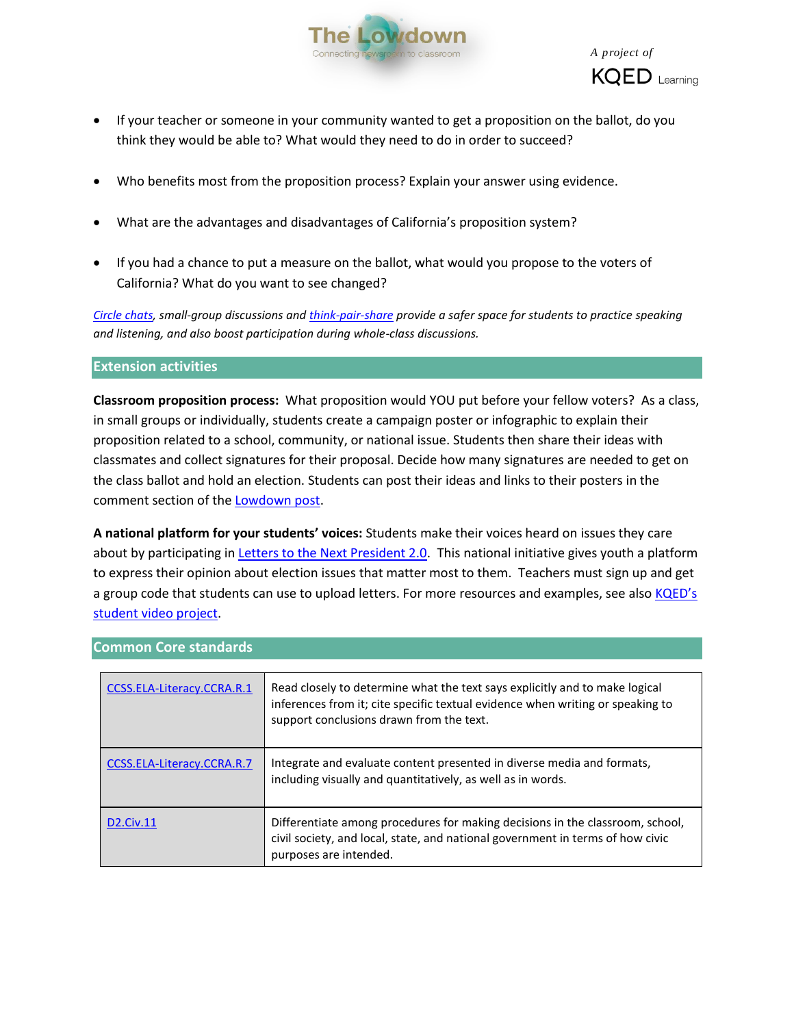- If your teacher or someone in your community wanted to get a proposition on the ballot, do you think they would be able to? What would they need to do in order to succeed?
- Who benefits most from the proposition process? Explain your answer using evidence.
- What are the advantages and disadvantages of California's proposition system?
- If you had a chance to put a measure on the ballot, what would you propose to the voters of California? What do you want to see changed?

*Circle chats, small-group discussions and think-pair-share provide a safer space for students to practice speaking and listening, and also boost participation during whole-class discussions.*

## Extension activities

**Classroom proposition process:** What proposition would YOU put before your fellow voters? As a class, in small groups or individually, students create a campaign poster or infographic to explain their proposition related to a school, community, or national issue. Students then share their ideas with classmates and collect signatures for their proposal. Decide how many signatures are needed to get on the class ballot and hold an election. Students can post their ideas and links to their posters in the comment section of the Lowdown post.

**A national platform for your students' voices:** Students make their voices heard on issues they care about by participating in Letters to the Next President 2.0. This national initiative gives youth a platform to express their opinion about election issues that matter most to them. Teachers must sign up and get a group code that students can use to upload letters. For more resources and examples, see also KQED's student video project.

## Common Core standards

| | |
|---|---|
| CCSS.ELA-Literacy.CCRA.R.1 | Read closely to determine what the text says explicitly and to make logical inferences from it; cite specific textual evidence when writing or speaking to support conclusions drawn from the text. |
| CCSS.ELA-Literacy.CCRA.R.7 | Integrate and evaluate content presented in diverse media and formats, including visually and quantitatively, as well as in words. |
| D2.Civ.11 | Differentiate among procedures for making decisions in the classroom, school, civil society, and local, state, and national government in terms of how civic purposes are intended. |